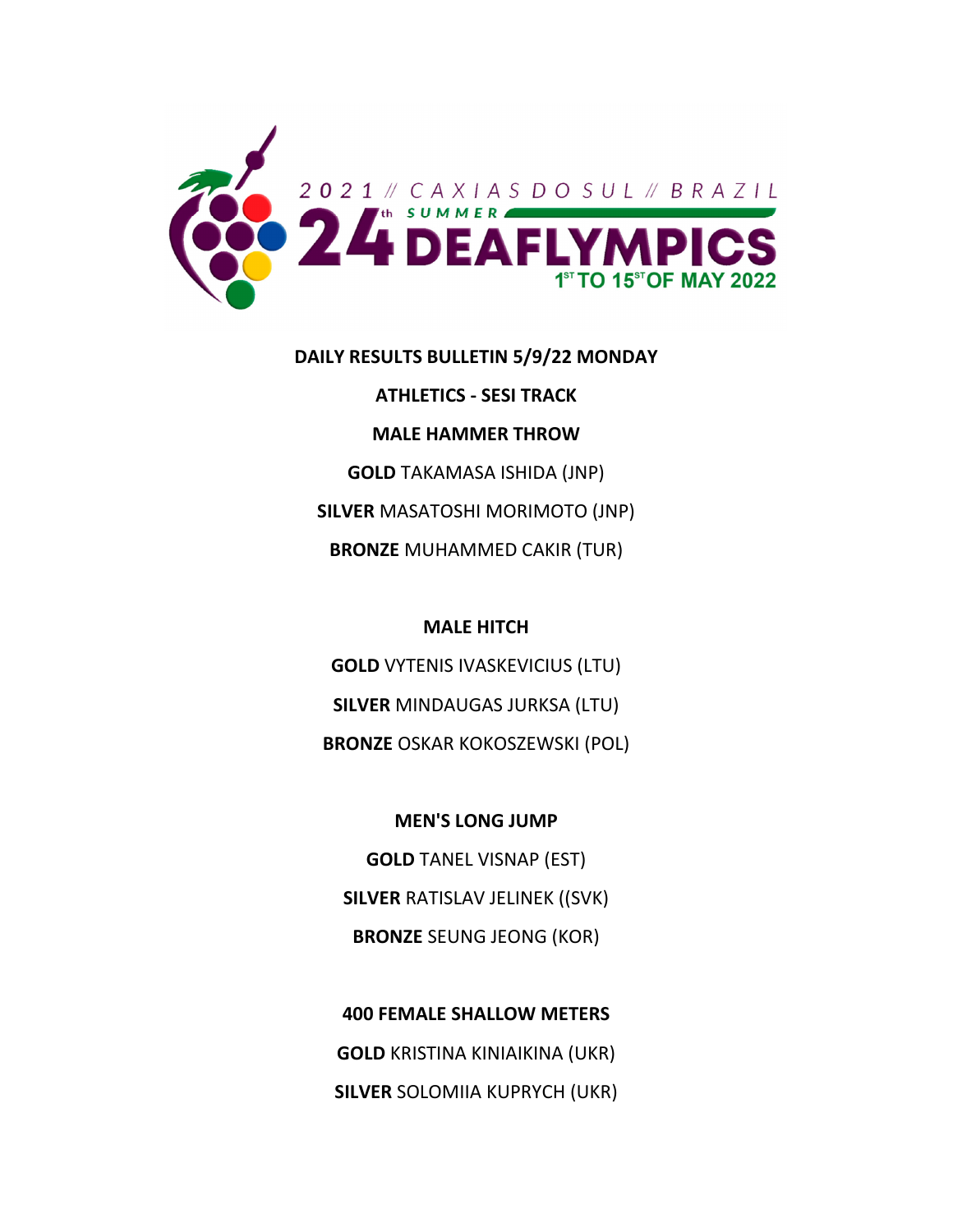2021 // CAXIAS DO SUL // BRAZIL

24th SUMMER DEAFLYMPICS

1ST TO 15ST OF MAY 2022

**DAILY RESULTS BULLETIN 5/9/22 MONDAY**

**ATHLETICS - SESI TRACK**

**MALE HAMMER THROW**

**GOLD** TAKAMASA ISHIDA (JNP)

**SILVER** MASATOSHI MORIMOTO (JNP)

**BRONZE** MUHAMMED CAKIR (TUR)

**MALE HITCH**

**GOLD** VYTENIS IVASKEVICIUS (LTU)

**SILVER** MINDAUGAS JURKSA (LTU)

**BRONZE** OSKAR KOKOSZEWSKI (POL)

**MEN'S LONG JUMP**

**GOLD** TANEL VISNAP (EST)

**SILVER** RATISLAV JELINEK ((SVK)

**BRONZE** SEUNG JEONG (KOR)

**400 FEMALE SHALLOW METERS**

**GOLD** KRISTINA KINIAIKINA (UKR)

**SILVER** SOLOMIIA KUPRYCH (UKR)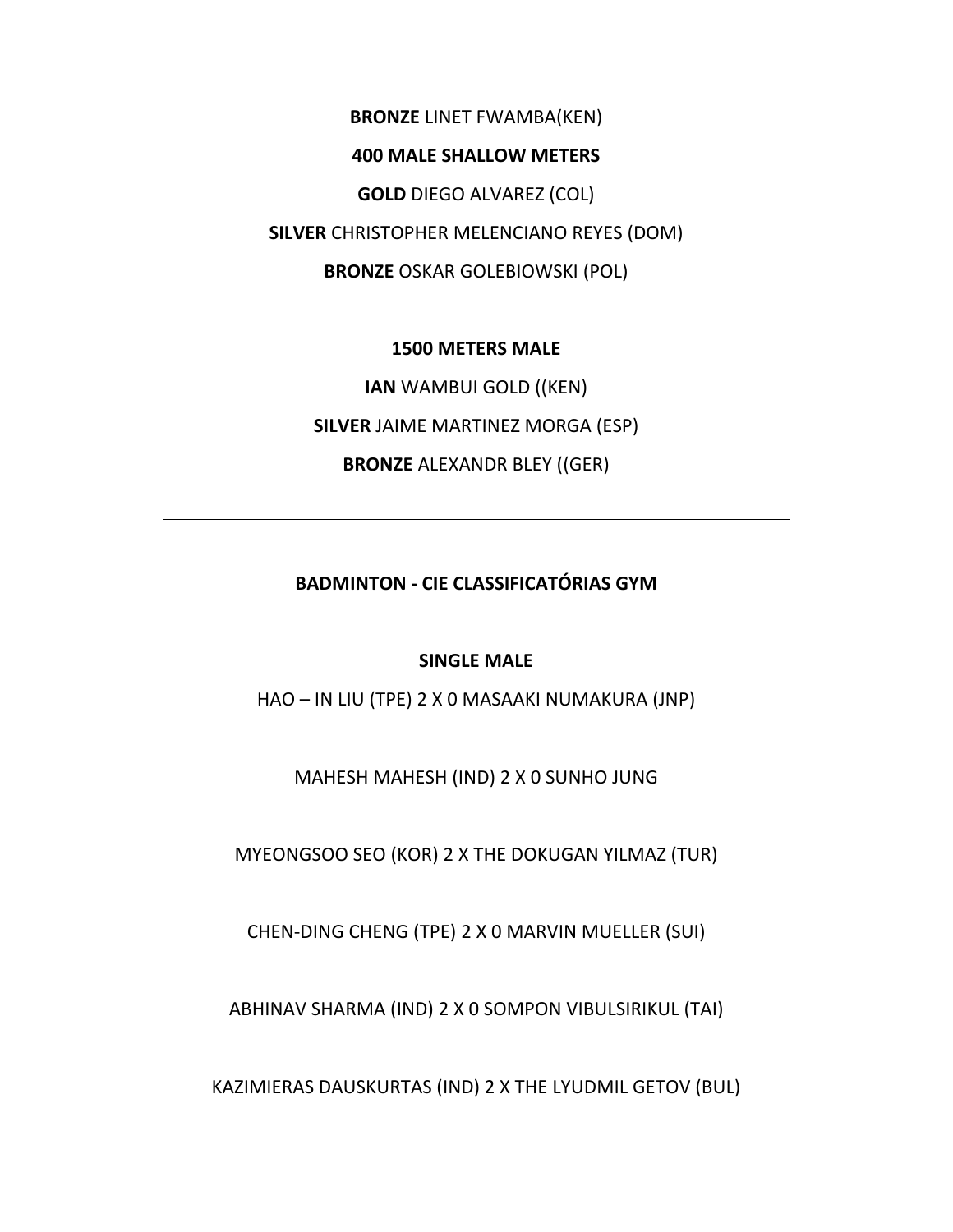**BRONZE** LINET FWAMBA(KEN)

**400 MALE SHALLOW METERS**

**GOLD** DIEGO ALVAREZ (COL)

**SILVER** CHRISTOPHER MELENCIANO REYES (DOM)

**BRONZE** OSKAR GOLEBIOWSKI (POL)

**1500 METERS MALE**

**IAN** WAMBUI GOLD ((KEN)

**SILVER** JAIME MARTINEZ MORGA (ESP)

**BRONZE** ALEXANDR BLEY ((GER)

---

**BADMINTON - CIE CLASSIFICATÓRIAS GYM**

**SINGLE MALE**

HAO – IN LIU (TPE) 2 X 0 MASAAKI NUMAKURA (JNP)

MAHESH MAHESH (IND) 2 X 0 SUNHO JUNG

MYEONGSOO SEO (KOR) 2 X THE DOKUGAN YILMAZ (TUR)

CHEN-DING CHENG (TPE) 2 X 0 MARVIN MUELLER (SUI)

ABHINAV SHARMA (IND) 2 X 0 SOMPON VIBULSIRIKUL (TAI)

KAZIMIERAS DAUSKURTAS (IND) 2 X THE LYUDMIL GETOV (BUL)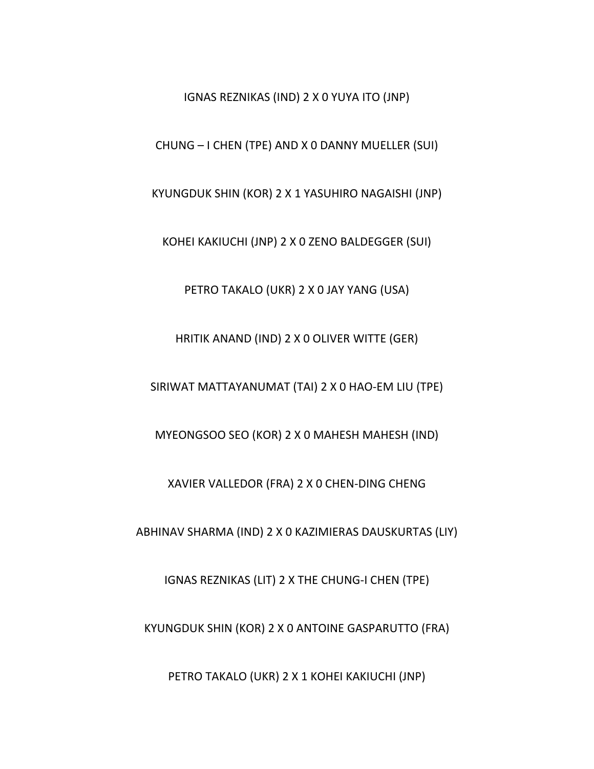IGNAS REZNIKAS (IND) 2 X 0 YUYA ITO (JNP)

CHUNG – I CHEN (TPE) AND X 0 DANNY MUELLER (SUI)

KYUNGDUK SHIN (KOR) 2 X 1 YASUHIRO NAGAISHI (JNP)

KOHEI KAKIUCHI (JNP) 2 X 0 ZENO BALDEGGER (SUI)

PETRO TAKALO (UKR) 2 X 0 JAY YANG (USA)

HRITIK ANAND (IND) 2 X 0 OLIVER WITTE (GER)

SIRIWAT MATTAYANUMAT (TAI) 2 X 0 HAO-EM LIU (TPE)

MYEONGSOO SEO (KOR) 2 X 0 MAHESH MAHESH (IND)

XAVIER VALLEDOR (FRA) 2 X 0 CHEN-DING CHENG

ABHINAV SHARMA (IND) 2 X 0 KAZIMIERAS DAUSKURTAS (LIY)

IGNAS REZNIKAS (LIT) 2 X THE CHUNG-I CHEN (TPE)

KYUNGDUK SHIN (KOR) 2 X 0 ANTOINE GASPARUTTO (FRA)

PETRO TAKALO (UKR) 2 X 1 KOHEI KAKIUCHI (JNP)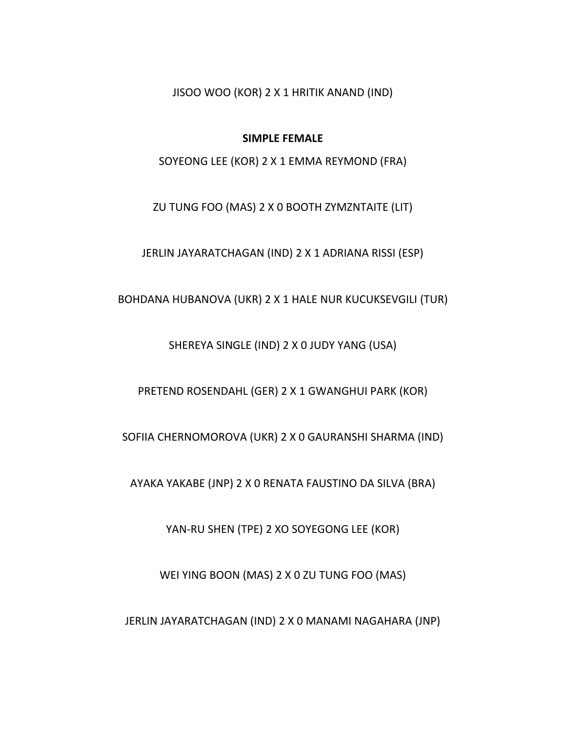JISOO WOO (KOR) 2 X 1 HRITIK ANAND (IND)

**SIMPLE FEMALE**

SOYEONG LEE (KOR) 2 X 1 EMMA REYMOND (FRA)

ZU TUNG FOO (MAS) 2 X 0 BOOTH ZYMZNTAITE (LIT)

JERLIN JAYARATCHAGAN (IND) 2 X 1 ADRIANA RISSI (ESP)

BOHDANA HUBANOVA (UKR) 2 X 1 HALE NUR KUCUKSEVGILI (TUR)

SHEREYA SINGLE (IND) 2 X 0 JUDY YANG (USA)

PRETEND ROSENDAHL (GER) 2 X 1 GWANGHUI PARK (KOR)

SOFIIA CHERNOMOROVA (UKR) 2 X 0 GAURANSHI SHARMA (IND)

AYAKA YAKABE (JNP) 2 X 0 RENATA FAUSTINO DA SILVA (BRA)

YAN-RU SHEN (TPE) 2 XO SOYEGONG LEE (KOR)

WEI YING BOON (MAS) 2 X 0 ZU TUNG FOO (MAS)

JERLIN JAYARATCHAGAN (IND) 2 X 0 MANAMI NAGAHARA (JNP)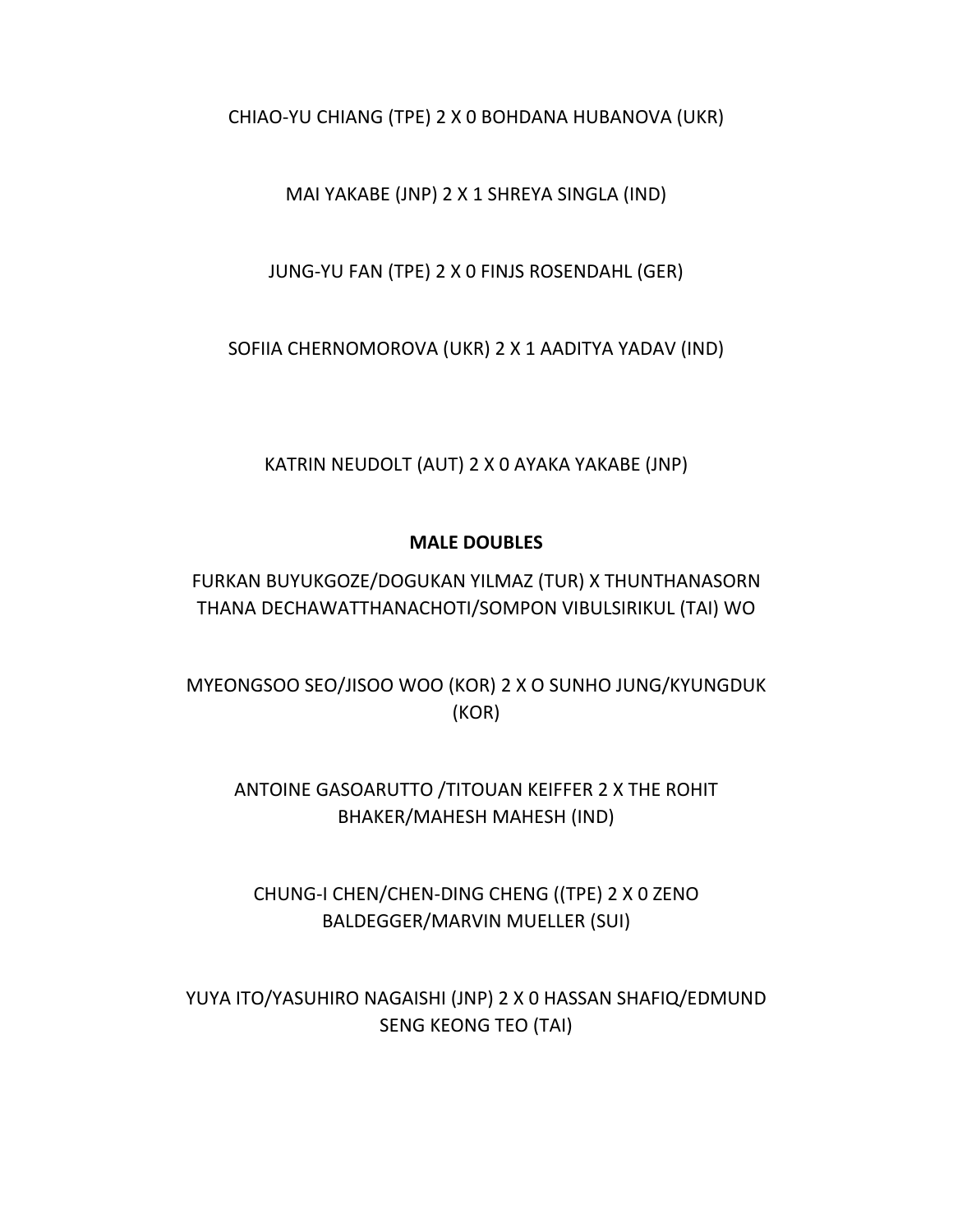CHIAO-YU CHIANG (TPE) 2 X 0 BOHDANA HUBANOVA (UKR)

MAI YAKABE (JNP) 2 X 1 SHREYA SINGLA (IND)

JUNG-YU FAN (TPE) 2 X 0 FINJS ROSENDAHL (GER)

SOFIIA CHERNOMOROVA (UKR) 2 X 1 AADITYA YADAV (IND)

KATRIN NEUDOLT (AUT) 2 X 0 AYAKA YAKABE (JNP)

**MALE DOUBLES**

FURKAN BUYUKGOZE/DOGUKAN YILMAZ (TUR) X THUNTHANASORN THANA DECHAWATTHANACHOTI/SOMPON VIBULSIRIKUL (TAI) WO

MYEONGSOO SEO/JISOO WOO (KOR) 2 X O SUNHO JUNG/KYUNGDUK (KOR)

ANTOINE GASOARUTTO /TITOUAN KEIFFER 2 X THE ROHIT BHAKER/MAHESH MAHESH (IND)

CHUNG-I CHEN/CHEN-DING CHENG ((TPE) 2 X 0 ZENO BALDEGGER/MARVIN MUELLER (SUI)

YUYA ITO/YASUHIRO NAGAISHI (JNP) 2 X 0 HASSAN SHAFIQ/EDMUND SENG KEONG TEO (TAI)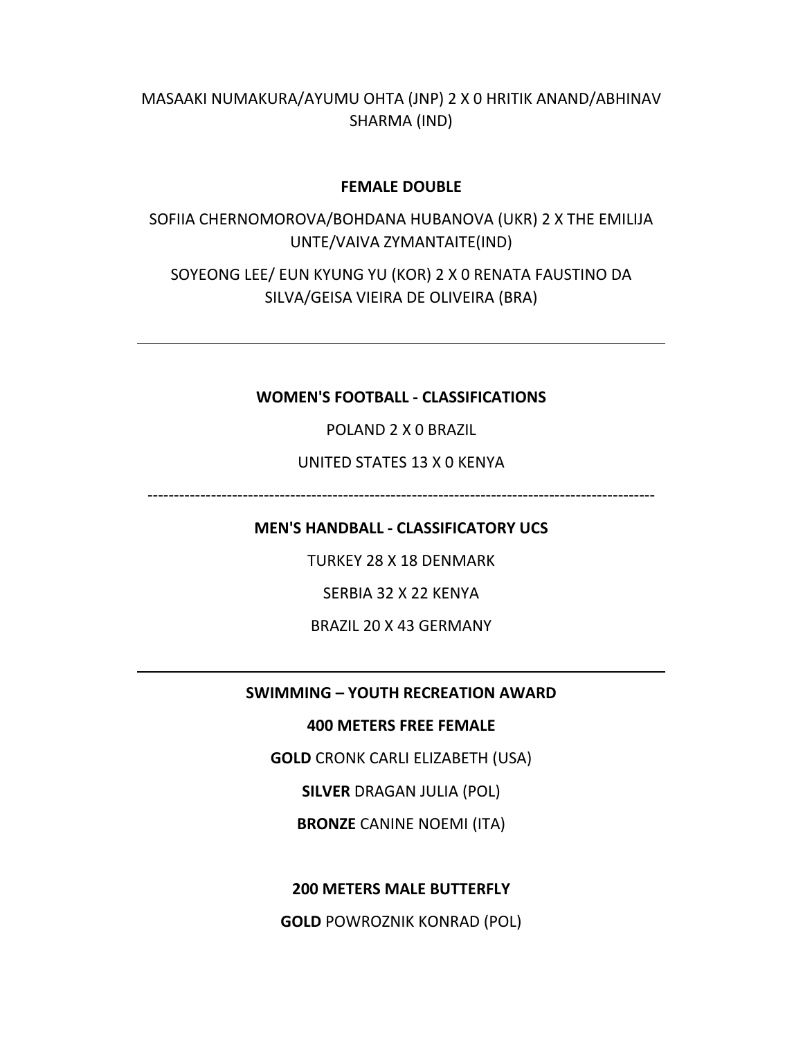MASAAKI NUMAKURA/AYUMU OHTA (JNP) 2 X 0 HRITIK ANAND/ABHINAV SHARMA (IND)

**FEMALE DOUBLE**

SOFIIA CHERNOMOROVA/BOHDANA HUBANOVA (UKR) 2 X THE EMILIJA UNTE/VAIVA ZYMANTAITE(IND)

SOYEONG LEE/ EUN KYUNG YU (KOR) 2 X 0 RENATA FAUSTINO DA SILVA/GEISA VIEIRA DE OLIVEIRA (BRA)

---

**WOMEN'S FOOTBALL - CLASSIFICATIONS**

POLAND 2 X 0 BRAZIL

UNITED STATES 13 X 0 KENYA

-----------------------------------------------------------------------------------------------

**MEN'S HANDBALL - CLASSIFICATORY UCS**

TURKEY 28 X 18 DENMARK

SERBIA 32 X 22 KENYA

BRAZIL 20 X 43 GERMANY

---

**SWIMMING – YOUTH RECREATION AWARD**

**400 METERS FREE FEMALE**

**GOLD** CRONK CARLI ELIZABETH (USA)

**SILVER** DRAGAN JULIA (POL)

**BRONZE** CANINE NOEMI (ITA)

**200 METERS MALE BUTTERFLY**

**GOLD** POWROZNIK KONRAD (POL)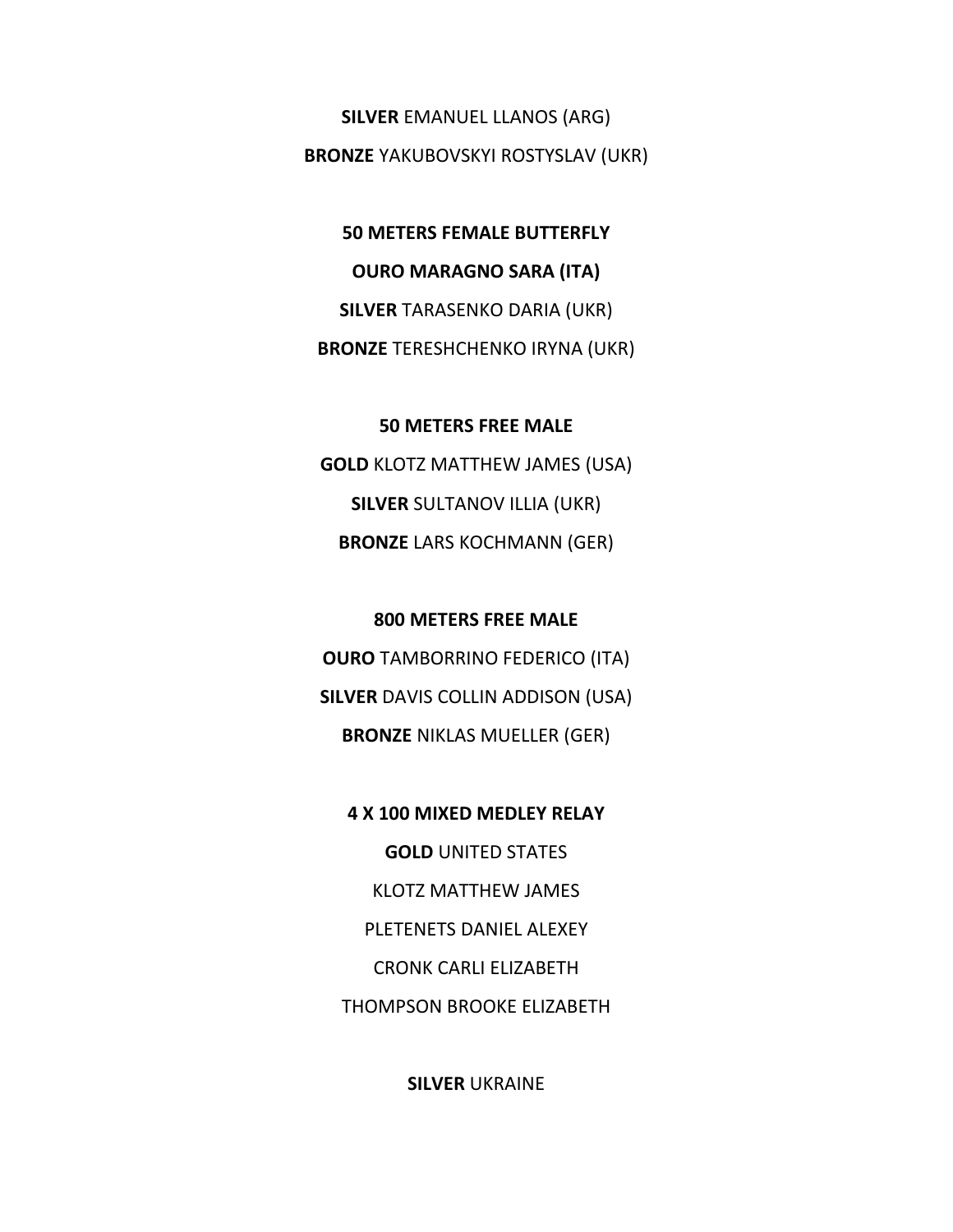**SILVER** EMANUEL LLANOS (ARG)

**BRONZE** YAKUBOVSKYI ROSTYSLAV (UKR)

**50 METERS FEMALE BUTTERFLY**

**OURO MARAGNO SARA (ITA)**

**SILVER** TARASENKO DARIA (UKR)

**BRONZE** TERESHCHENKO IRYNA (UKR)

**50 METERS FREE MALE**

**GOLD** KLOTZ MATTHEW JAMES (USA)

**SILVER** SULTANOV ILLIA (UKR)

**BRONZE** LARS KOCHMANN (GER)

**800 METERS FREE MALE**

**OURO** TAMBORRINO FEDERICO (ITA)

**SILVER** DAVIS COLLIN ADDISON (USA)

**BRONZE** NIKLAS MUELLER (GER)

**4 X 100 MIXED MEDLEY RELAY**

**GOLD** UNITED STATES

KLOTZ MATTHEW JAMES

PLETENETS DANIEL ALEXEY

CRONK CARLI ELIZABETH

THOMPSON BROOKE ELIZABETH

**SILVER** UKRAINE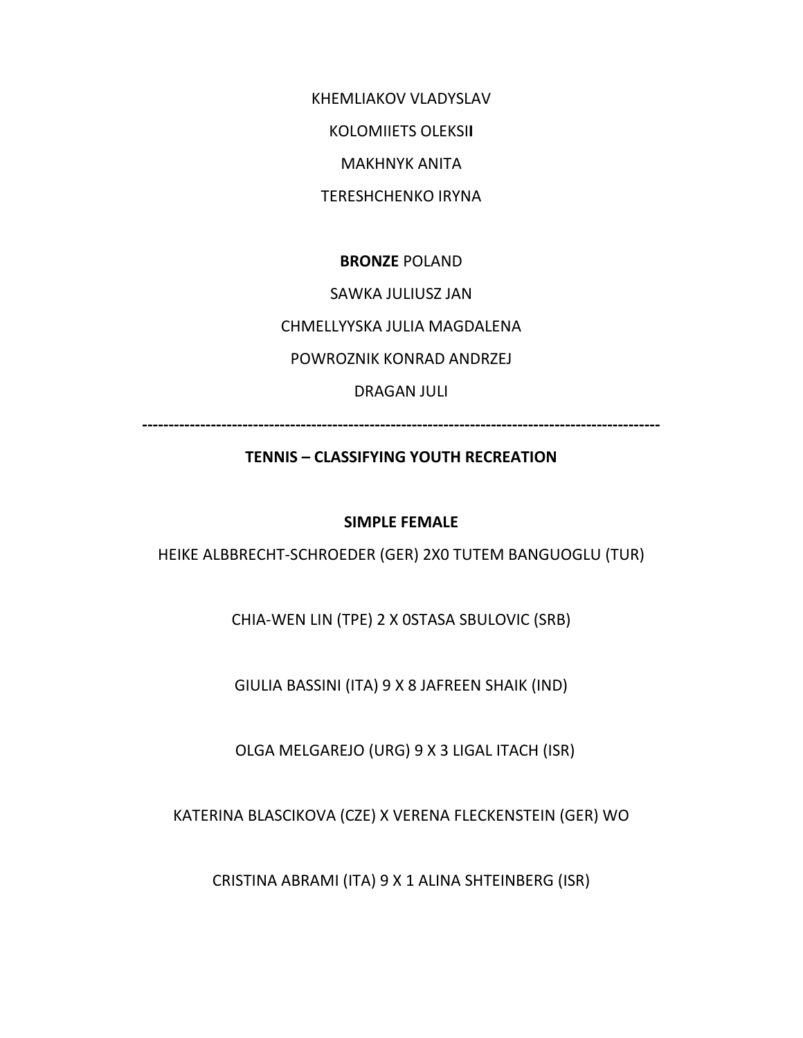KHEMLIAKOV VLADYSLAV

KOLOMIIETS OLEKSII

MAKHNYK ANITA

TERESHCHENKO IRYNA

**BRONZE** POLAND

SAWKA JULIUSZ JAN

CHMELLYYSKA JULIA MAGDALENA

POWROZNIK KONRAD ANDRZEJ

DRAGAN JULI

---

**TENNIS – CLASSIFYING YOUTH RECREATION**

**SIMPLE FEMALE**

HEIKE ALBBRECHT-SCHROEDER (GER) 2X0 TUTEM BANGUOGLU (TUR)

CHIA-WEN LIN (TPE) 2 X 0STASA SBULOVIC (SRB)

GIULIA BASSINI (ITA) 9 X 8 JAFREEN SHAIK (IND)

OLGA MELGAREJO (URG) 9 X 3 LIGAL ITACH (ISR)

KATERINA BLASCIKOVA (CZE) X VERENA FLECKENSTEIN (GER) WO

CRISTINA ABRAMI (ITA) 9 X 1 ALINA SHTEINBERG (ISR)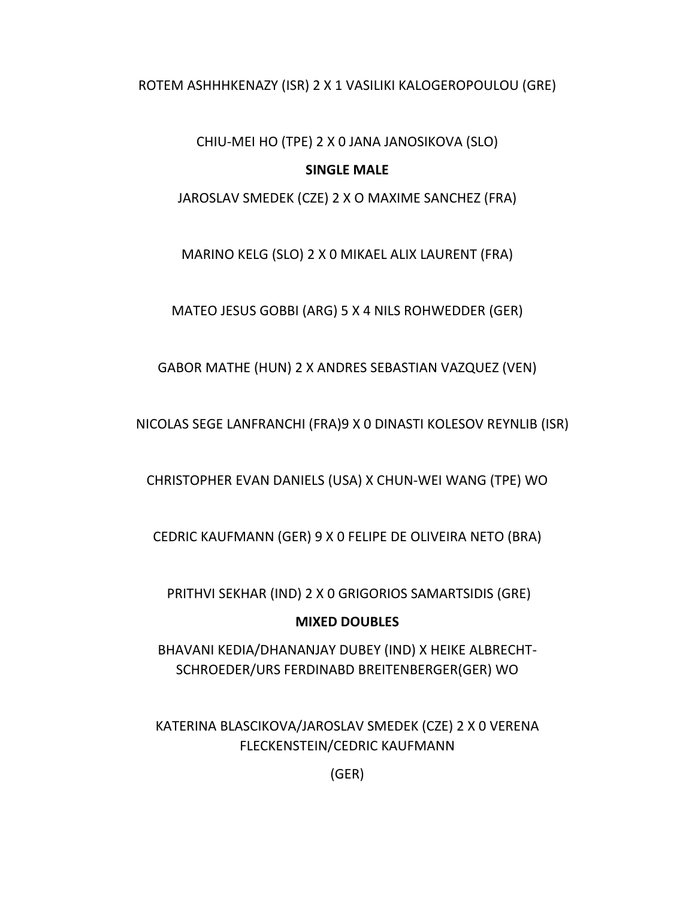ROTEM ASHHHKENAZY (ISR) 2 X 1 VASILIKI KALOGEROPOULOU (GRE)

CHIU-MEI HO (TPE) 2 X 0 JANA JANOSIKOVA (SLO)

**SINGLE MALE**

JAROSLAV SMEDEK (CZE) 2 X O MAXIME SANCHEZ (FRA)

MARINO KELG (SLO) 2 X 0 MIKAEL ALIX LAURENT (FRA)

MATEO JESUS GOBBI (ARG) 5 X 4 NILS ROHWEDDER (GER)

GABOR MATHE (HUN) 2 X ANDRES SEBASTIAN VAZQUEZ (VEN)

NICOLAS SEGE LANFRANCHI (FRA)9 X 0 DINASTI KOLESOV REYNLIB (ISR)

CHRISTOPHER EVAN DANIELS (USA) X CHUN-WEI WANG (TPE) WO

CEDRIC KAUFMANN (GER) 9 X 0 FELIPE DE OLIVEIRA NETO (BRA)

PRITHVI SEKHAR (IND) 2 X 0 GRIGORIOS SAMARTSIDIS (GRE)

**MIXED DOUBLES**

BHAVANI KEDIA/DHANANJAY DUBEY (IND) X HEIKE ALBRECHT-SCHROEDER/URS FERDINABD BREITENBERGER(GER) WO

KATERINA BLASCIKOVA/JAROSLAV SMEDEK (CZE) 2 X 0 VERENA FLECKENSTEIN/CEDRIC KAUFMANN

(GER)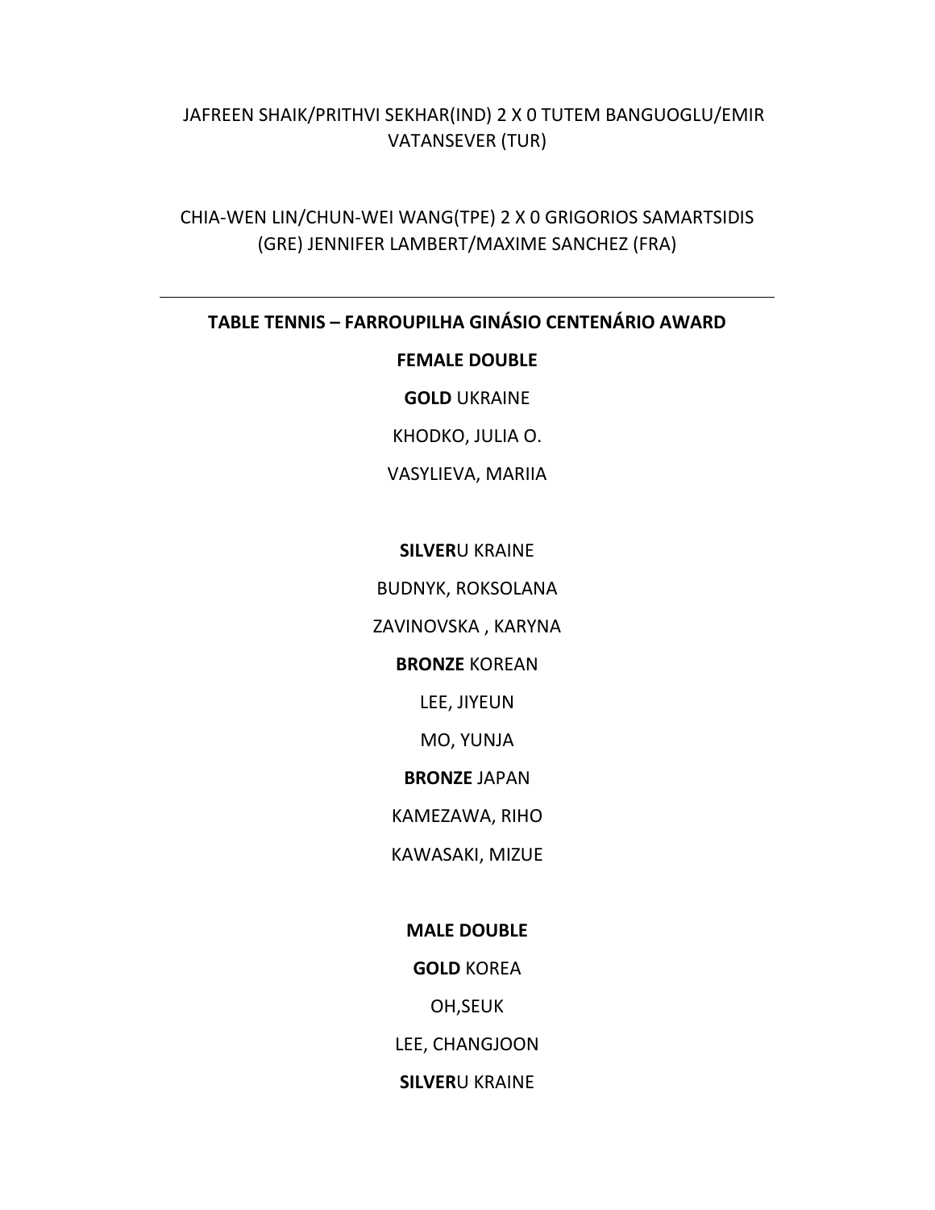JAFREEN SHAIK/PRITHVI SEKHAR(IND) 2 X 0 TUTEM BANGUOGLU/EMIR VATANSEVER (TUR)

CHIA-WEN LIN/CHUN-WEI WANG(TPE) 2 X 0 GRIGORIOS SAMARTSIDIS (GRE) JENNIFER LAMBERT/MAXIME SANCHEZ (FRA)

---

**TABLE TENNIS – FARROUPILHA GINÁSIO CENTENÁRIO AWARD**

**FEMALE DOUBLE**

**GOLD** UKRAINE

KHODKO, JULIA O.

VASYLIEVA, MARIIA

**SILVER**U KRAINE

BUDNYK, ROKSOLANA

ZAVINOVSKA , KARYNA

**BRONZE** KOREAN

LEE, JIYEUN

MO, YUNJA

**BRONZE** JAPAN

KAMEZAWA, RIHO

KAWASAKI, MIZUE

**MALE DOUBLE**

**GOLD** KOREA

OH,SEUK

LEE, CHANGJOON

**SILVER**U KRAINE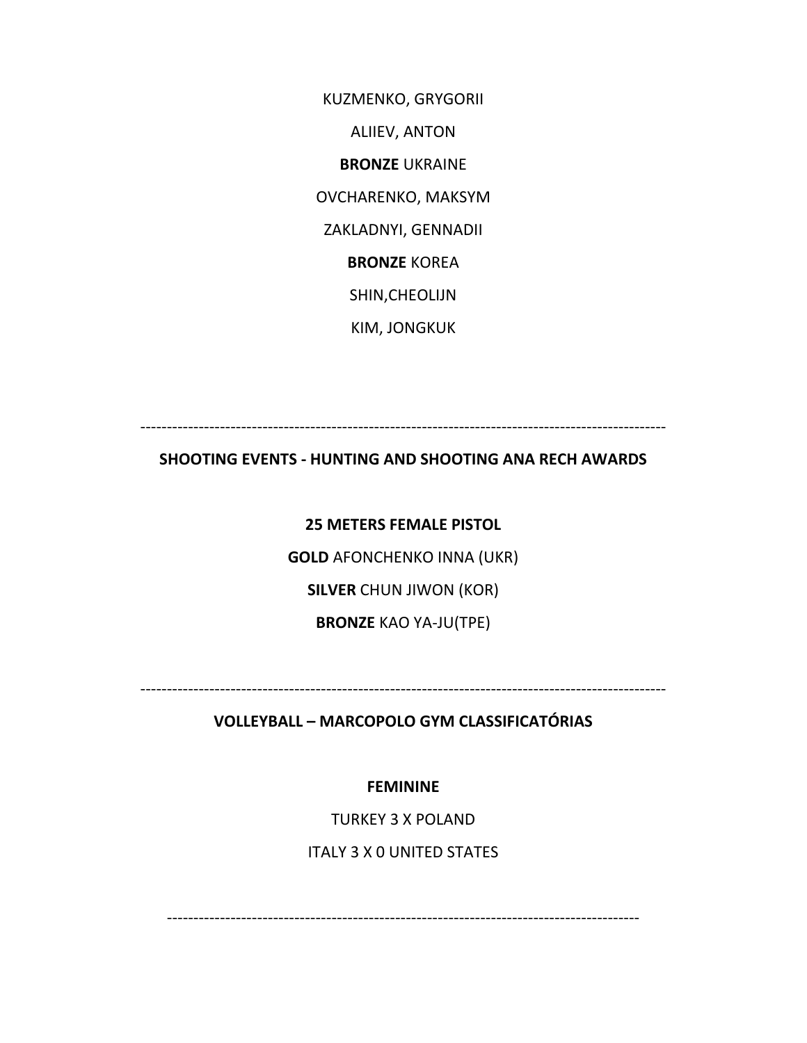KUZMENKO, GRYGORII

ALIIEV, ANTON

**BRONZE** UKRAINE

OVCHARENKO, MAKSYM

ZAKLADNYI, GENNADII

**BRONZE** KOREA

SHIN,CHEOLIJN

KIM, JONGKUK

---

**SHOOTING EVENTS - HUNTING AND SHOOTING ANA RECH AWARDS**

**25 METERS FEMALE PISTOL**

**GOLD** AFONCHENKO INNA (UKR)

**SILVER** CHUN JIWON (KOR)

**BRONZE** KAO YA-JU(TPE)

---

**VOLLEYBALL – MARCOPOLO GYM CLASSIFICATÓRIAS**

**FEMININE**

TURKEY 3 X POLAND

ITALY 3 X 0 UNITED STATES

---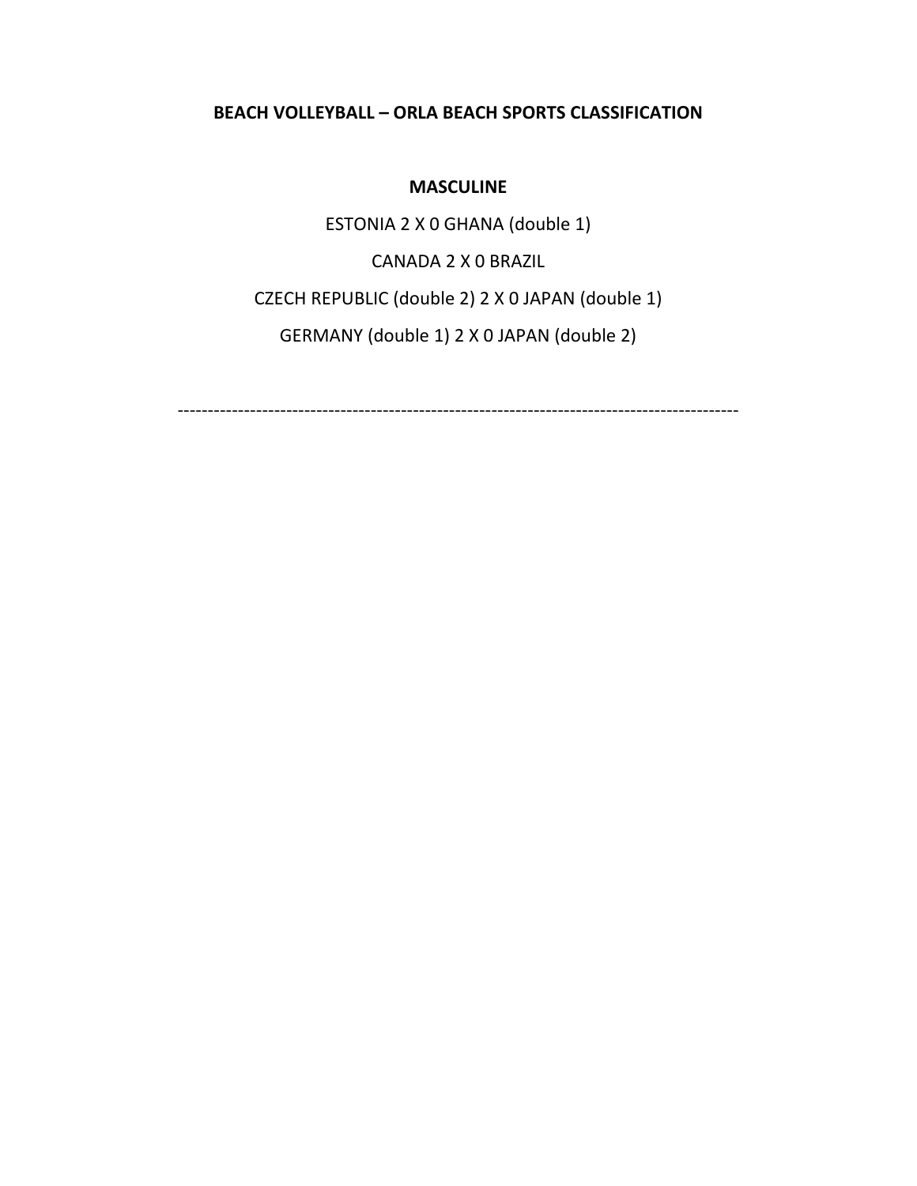**BEACH VOLLEYBALL – ORLA BEACH SPORTS CLASSIFICATION**

**MASCULINE**

ESTONIA 2 X 0 GHANA (double 1)

CANADA 2 X 0 BRAZIL

CZECH REPUBLIC (double 2) 2 X 0 JAPAN (double 1)

GERMANY (double 1) 2 X 0 JAPAN (double 2)

---